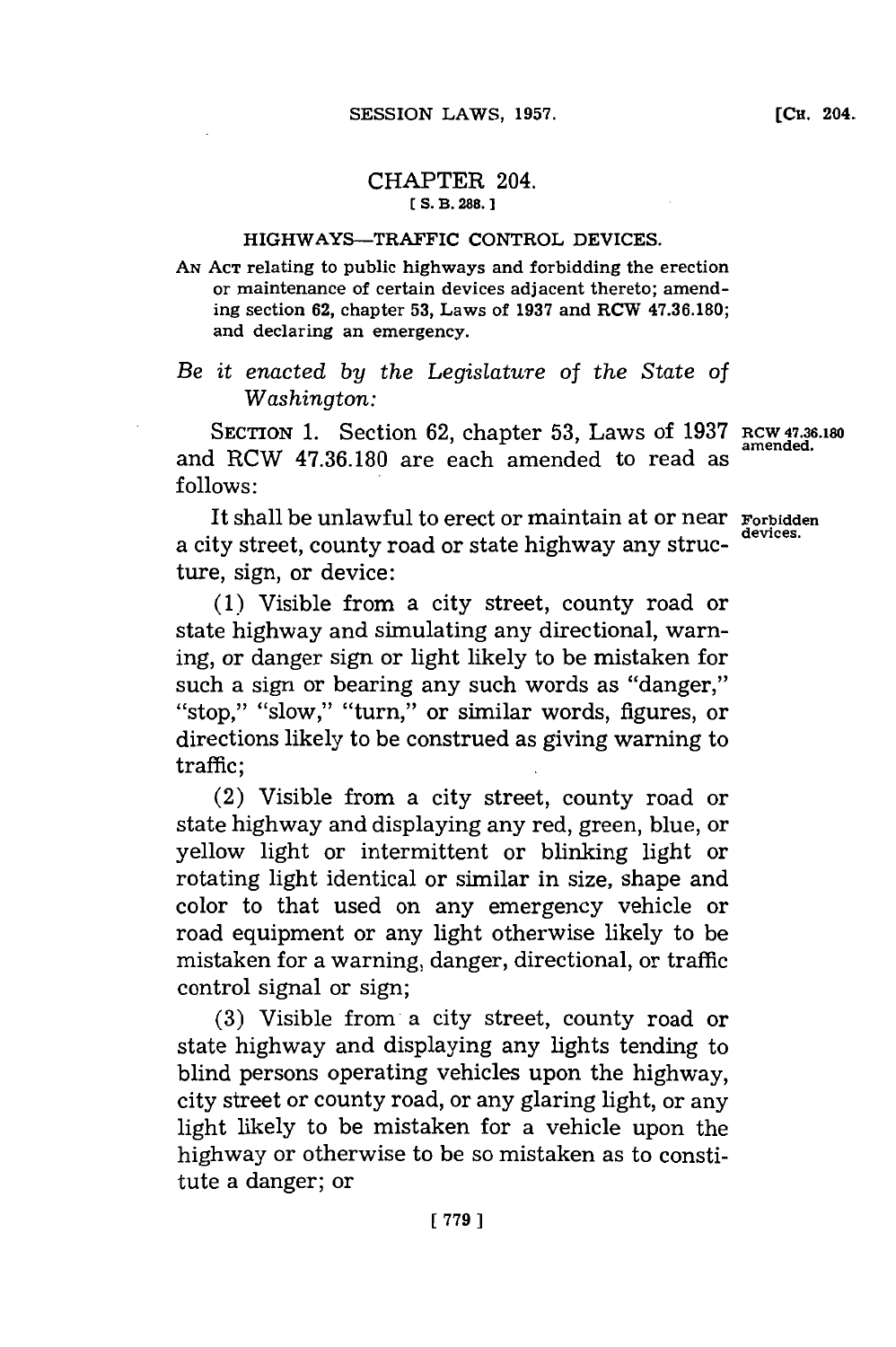# CHAPTER 204.

[S. B. 288.]

## HIGHWAYS—TRAFFIC CONTROL DEVICES.

AN ACT relating to public highways and forbidding the erection or maintenance of certain devices adjacent thereto; amending section 62, chapter 53, Laws of 1937 and RCW 47.36.180; and declaring an emergency.

*Be it enacted by the Legislature of the State of Washington:*

SECTION 1. Section 62, chapter 53, Laws of 1937 and RCW 47.36.180 are each amended to read as follows:

RCW 47.36.180 amended.

It shall be unlawful to erect or maintain at or near a city street, county road or state highway any structure, sign, or device:

Forbidden devices.

(1) Visible from a city street, county road or state highway and simulating any directional, warning, or danger sign or light likely to be mistaken for such a sign or bearing any such words as "danger," "stop," "slow," "turn," or similar words, figures, or directions likely to be construed as giving warning to traffic;

(2) Visible from a city street, county road or state highway and displaying any red, green, blue, or yellow light or intermittent or blinking light or rotating light identical or similar in size, shape and color to that used on any emergency vehicle or road equipment or any light otherwise likely to be mistaken for a warning, danger, directional, or traffic control signal or sign;

(3) Visible from a city street, county road or state highway and displaying any lights tending to blind persons operating vehicles upon the highway, city street or county road, or any glaring light, or any light likely to be mistaken for a vehicle upon the highway or otherwise to be so mistaken as to constitute a danger; or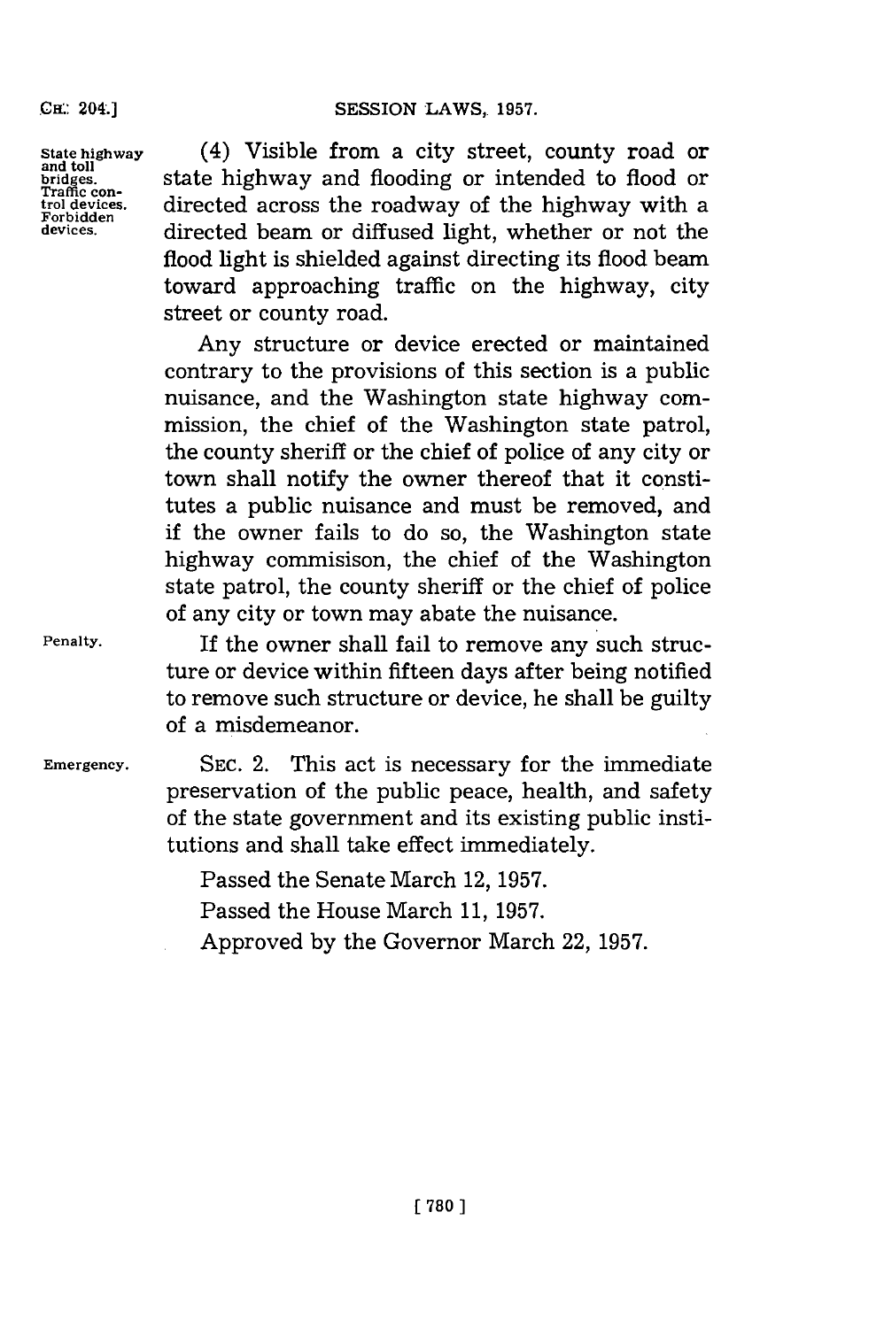(4) Visible from a city street, county road or state highway and flooding or intended to flood or directed across the roadway of the highway with a directed beam or diffused light, whether or not the flood light is shielded against directing its flood beam toward approaching traffic on the highway, city street or county road.

State highway and toll bridges. Traffic control devices. Forbidden devices.

Any structure or device erected or maintained contrary to the provisions of this section is a public nuisance, and the Washington state highway commission, the chief of the Washington state patrol, the county sheriff or the chief of police of any city or town shall notify the owner thereof that it constitutes a public nuisance and must be removed, and if the owner fails to do so, the Washington state highway commisison, the chief of the Washington state patrol, the county sheriff or the chief of police of any city or town may abate the nuisance.

Penalty.

If the owner shall fail to remove any such structure or device within fifteen days after being notified to remove such structure or device, he shall be guilty of a misdemeanor.

Emergency.

SEC. 2. This act is necessary for the immediate preservation of the public peace, health, and safety of the state government and its existing public institutions and shall take effect immediately.

Passed the Senate March 12, 1957.

Passed the House March 11, 1957.

Approved by the Governor March 22, 1957.